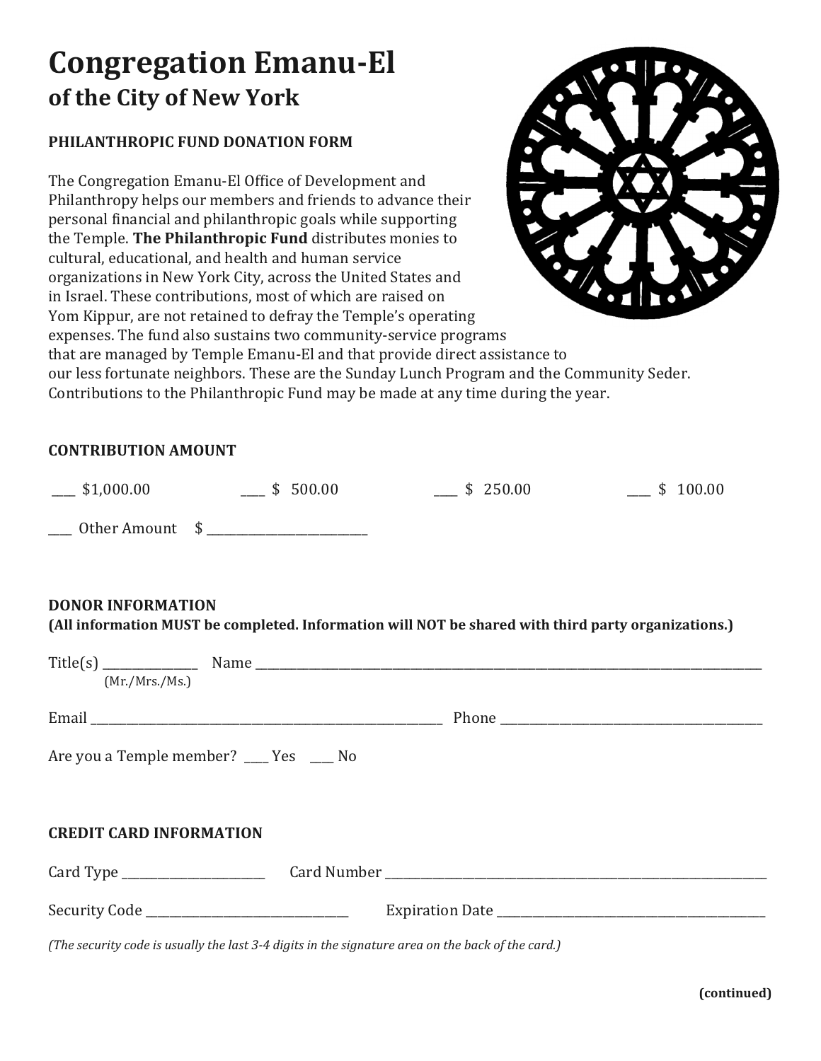# Congregation Emanu-El

## of the City of New York

**PHILANTHROPIC FUND DONATION FORM**

The Congregation Emanu-El Office of Development and Philanthropy helps our members and friends to advance their personal financial and philanthropic goals while supporting the Temple. **The Philanthropic Fund** distributes monies to cultural, educational, and health and human service organizations in New York City, across the United States and in Israel. These contributions, most of which are raised on Yom Kippur, are not retained to defray the Temple's operating expenses. The fund also sustains two community-service programs that are managed by Temple Emanu-El and that provide direct assistance to our less fortunate neighbors. These are the Sunday Lunch Program and the Community Seder. Contributions to the Philanthropic Fund may be made at any time during the year.

**CONTRIBUTION AMOUNT**

___ $1,000.00 ___ $ 500.00 ___ $ 250.00 ___ $ 100.00

___ Other Amount $ ___________________________

**DONOR INFORMATION**

**(All information MUST be completed. Information will NOT be shared with third party organizations.)**

Title(s) _______________ (Mr./Mrs./Ms.) Name ___________________________________________________________________________

Email ___________________________________________________________ Phone ___________________________________________

Are you a Temple member? ____ Yes ____ No

**CREDIT CARD INFORMATION**

Card Type ________________________ Card Number ____________________________________________________________

Security Code __________________________________ Expiration Date ______________________________________________

*(The security code is usually the last 3-4 digits in the signature area on the back of the card.)*

**(continued)**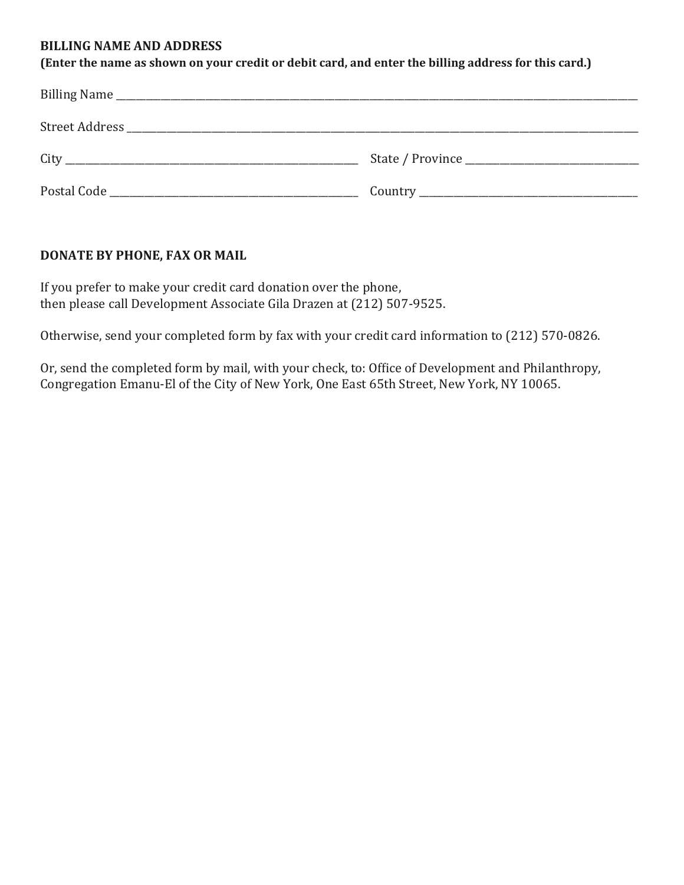**BILLING NAME AND ADDRESS**
**(Enter the name as shown on your credit or debit card, and enter the billing address for this card.)**

Billing Name ______________________________________________________________________________

Street Address ____________________________________________________________________________

City ______________________________________ State / Province __________________________

Postal Code _______________________________ Country __________________________________

**DONATE BY PHONE, FAX OR MAIL**

If you prefer to make your credit card donation over the phone,
then please call Development Associate Gila Drazen at (212) 507-9525.

Otherwise, send your completed form by fax with your credit card information to (212) 570-0826.

Or, send the completed form by mail, with your check, to: Office of Development and Philanthropy, Congregation Emanu-El of the City of New York, One East 65th Street, New York, NY 10065.